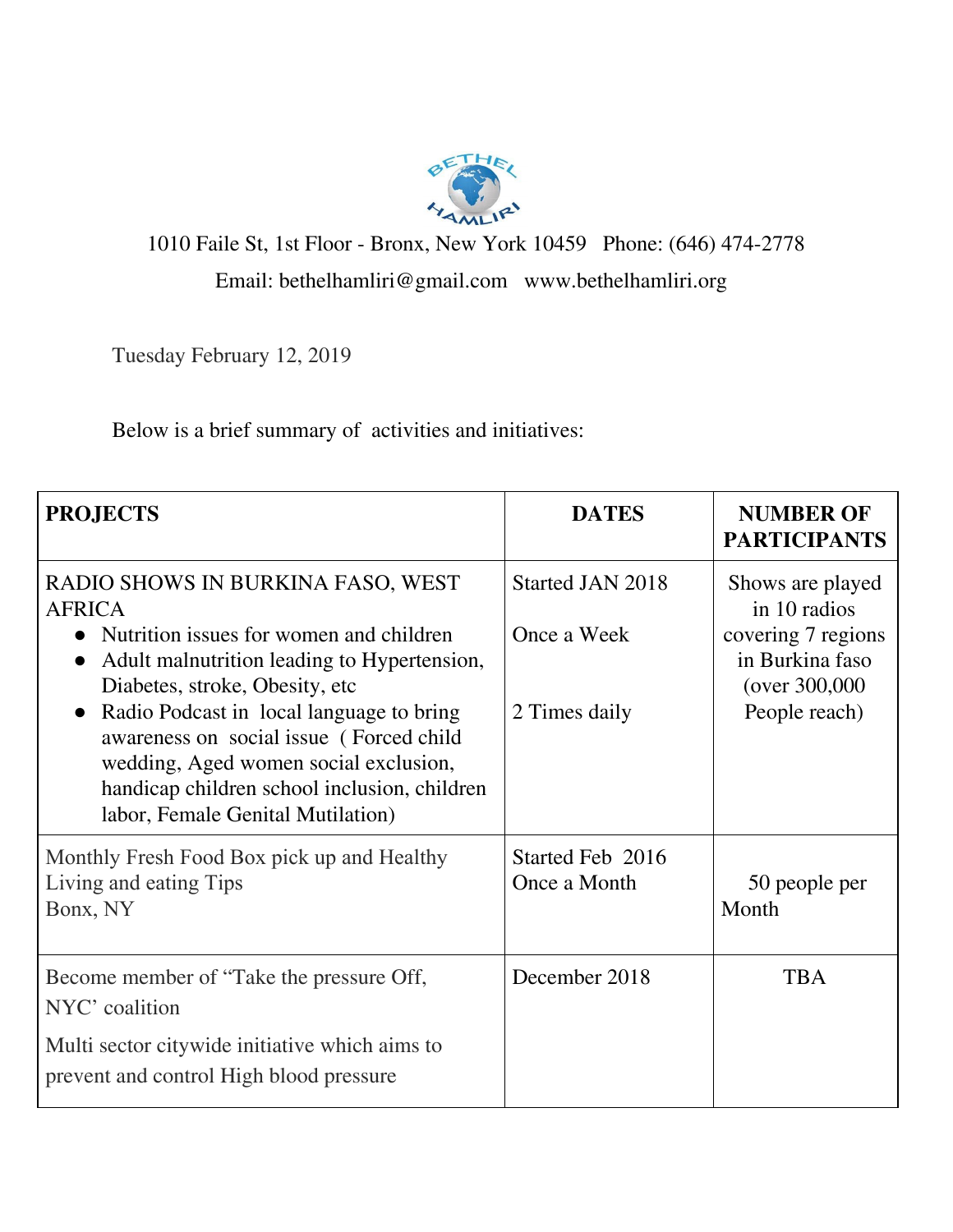BETHEL HAMLIRI

1010 Faile St, 1st Floor - Bronx, New York 10459   Phone: (646) 474-2778

Email: bethelhamliri@gmail.com   www.bethelhamliri.org

Tuesday February 12, 2019

Below is a brief summary of activities and initiatives:

| **PROJECTS** | **DATES** | **NUMBER OF PARTICIPANTS** |
|---|---|---|
| RADIO SHOWS IN BURKINA FASO, WEST AFRICA<br>• Nutrition issues for women and children<br>• Adult malnutrition leading to Hypertension, Diabetes, stroke, Obesity, etc<br>• Radio Podcast in local language to bring awareness on social issue ( Forced child wedding, Aged women social exclusion, handicap children school inclusion, children labor, Female Genital Mutilation) | Started JAN 2018<br><br>Once a Week<br><br>2 Times daily | Shows are played in 10 radios covering 7 regions in Burkina faso (over 300,000 People reach) |
| Monthly Fresh Food Box pick up and Healthy Living and eating Tips<br>Bonx, NY | Started Feb 2016<br>Once a Month | 50 people per Month |
| Become member of "Take the pressure Off, NYC' coalition<br><br>Multi sector citywide initiative which aims to prevent and control High blood pressure | December 2018 | TBA |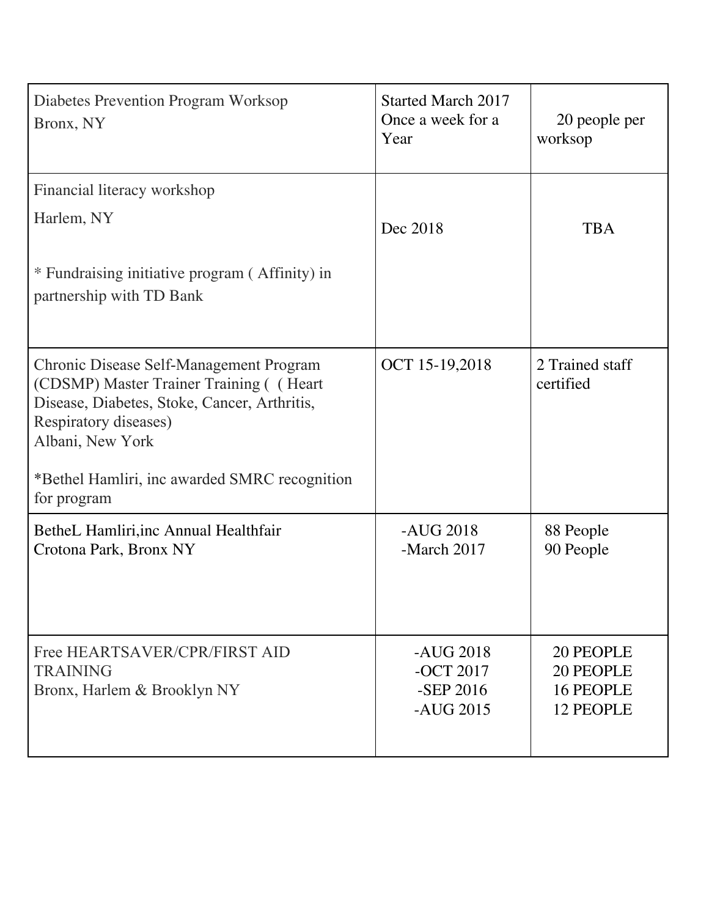| | | |
|---|---|---|
| Diabetes Prevention Program Worksop<br>Bronx, NY | Started March 2017<br>Once a week for a Year | 20 people per worksop |
| Financial literacy workshop<br>Harlem, NY<br><br>* Fundraising initiative program ( Affinity) in partnership with TD Bank | Dec 2018 | TBA |
| Chronic Disease Self-Management Program (CDSMP) Master Trainer Training ( ( Heart Disease, Diabetes, Stoke, Cancer, Arthritis, Respiratory diseases)<br>Albani, New York<br><br>*Bethel Hamliri, inc awarded SMRC recognition for program | OCT 15-19,2018 | 2 Trained staff certified |
| BetheL Hamliri,inc Annual Healthfair<br>Crotona Park, Bronx NY | -AUG 2018<br>-March 2017 | 88 People<br>90 People |
| Free HEARTSAVER/CPR/FIRST AID TRAINING<br>Bronx, Harlem & Brooklyn NY | -AUG 2018<br>-OCT 2017<br>-SEP 2016<br>-AUG 2015 | 20 PEOPLE<br>20 PEOPLE<br>16 PEOPLE<br>12 PEOPLE |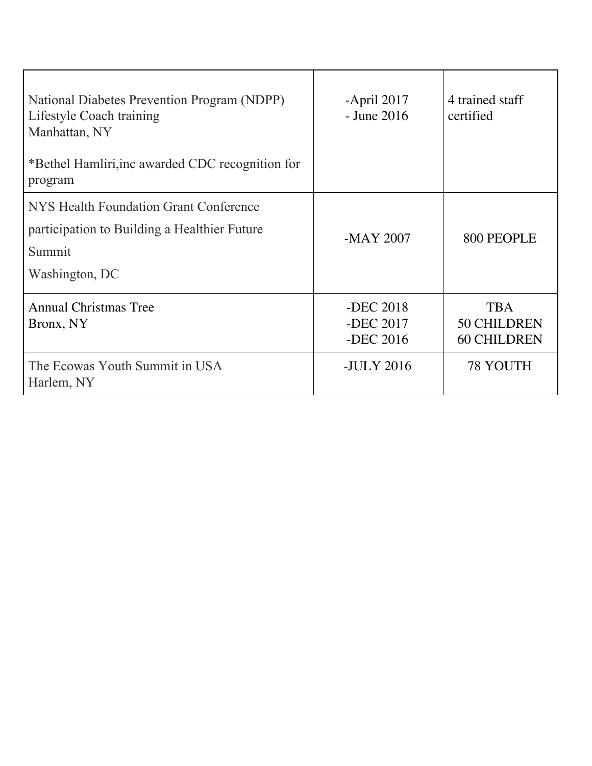| | | |
|---|---|---|
| National Diabetes Prevention Program (NDPP) Lifestyle Coach training<br>Manhattan, NY<br><br>*Bethel Hamliri,inc awarded CDC recognition for program | -April 2017<br>- June 2016 | 4 trained staff certified |
| NYS Health Foundation Grant Conference participation to Building a Healthier Future Summit<br>Washington, DC | -MAY 2007 | 800 PEOPLE |
| Annual Christmas Tree<br>Bronx, NY | -DEC 2018<br>-DEC 2017<br>-DEC 2016 | TBA<br>50 CHILDREN<br>60 CHILDREN |
| The Ecowas Youth Summit in USA<br>Harlem, NY | -JULY 2016 | 78 YOUTH |